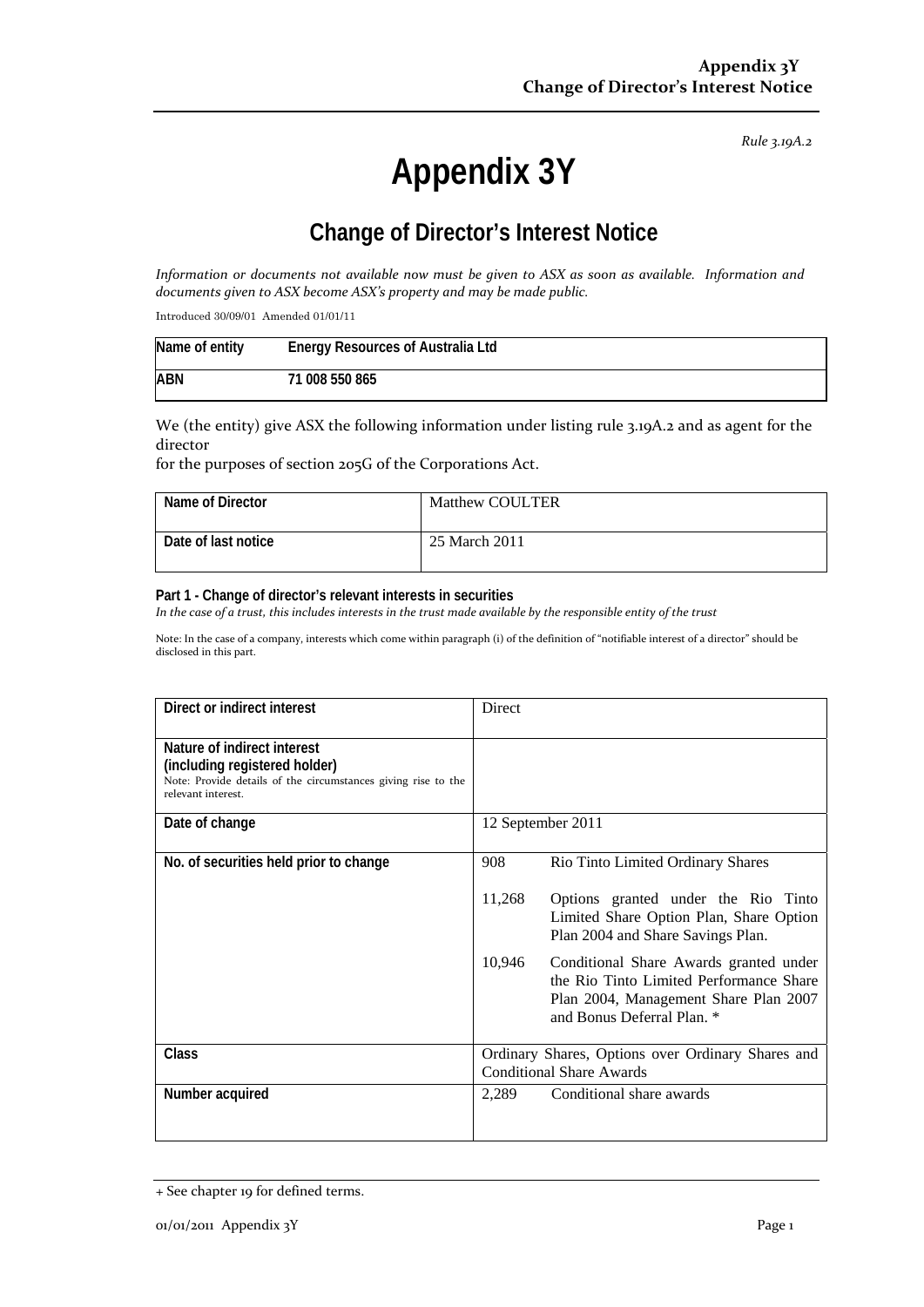*Rule 3.19A.2*

# Appendix 3Y

## Change of Director's Interest Notice

*Information or documents not available now must be given to ASX as soon as available. Information and documents given to ASX become ASX's property and may be made public.*

Introduced 30/09/01 Amended 01/01/11

| Name of entity | Energy Resources of Australia Ltd |
|---|---|
| ABN | 71 008 550 865 |

We (the entity) give ASX the following information under listing rule 3.19A.2 and as agent for the director
for the purposes of section 205G of the Corporations Act.

| Name of Director | Matthew COULTER |
|---|---|
| Date of last notice | 25 March 2011 |

**Part 1 - Change of director's relevant interests in securities**

*In the case of a trust, this includes interests in the trust made available by the responsible entity of the trust*

Note: In the case of a company, interests which come within paragraph (i) of the definition of "notifiable interest of a director" should be disclosed in this part.

| | |
|---|---|
| **Direct or indirect interest** | Direct |
| **Nature of indirect interest (including registered holder)**<br>Note: Provide details of the circumstances giving rise to the relevant interest. | |
| **Date of change** | 12 September 2011 |
| **No. of securities held prior to change** | 908 Rio Tinto Limited Ordinary Shares<br><br>11,268 Options granted under the Rio Tinto Limited Share Option Plan, Share Option Plan 2004 and Share Savings Plan.<br><br>10,946 Conditional Share Awards granted under the Rio Tinto Limited Performance Share Plan 2004, Management Share Plan 2007 and Bonus Deferral Plan. * |
| **Class** | Ordinary Shares, Options over Ordinary Shares and Conditional Share Awards |
| **Number acquired** | 2,289 Conditional share awards |

+ See chapter 19 for defined terms.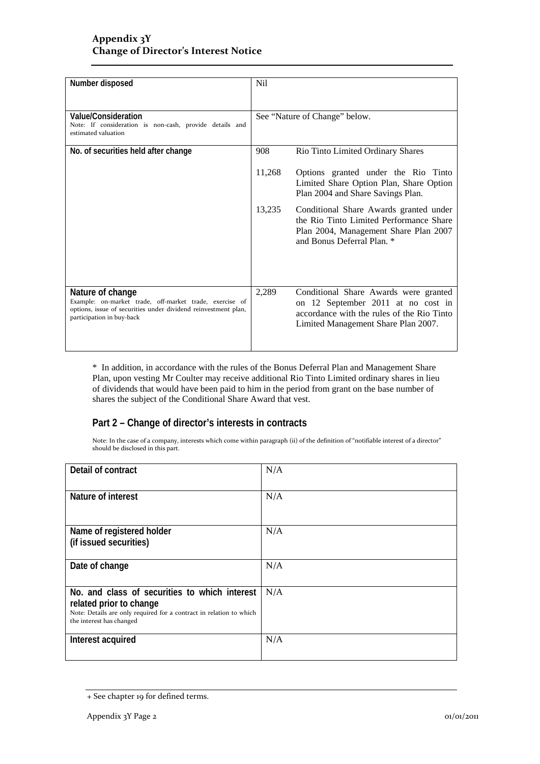| Number disposed | Nil |
|---|---|
| **Value/Consideration**<br>Note: If consideration is non-cash, provide details and estimated valuation | See "Nature of Change" below. |
| **No. of securities held after change** | 908 Rio Tinto Limited Ordinary Shares<br><br>11,268 Options granted under the Rio Tinto Limited Share Option Plan, Share Option Plan 2004 and Share Savings Plan.<br><br>13,235 Conditional Share Awards granted under the Rio Tinto Limited Performance Share Plan 2004, Management Share Plan 2007 and Bonus Deferral Plan. * |
| **Nature of change**<br>Example: on-market trade, off-market trade, exercise of options, issue of securities under dividend reinvestment plan, participation in buy-back | 2,289 Conditional Share Awards were granted on 12 September 2011 at no cost in accordance with the rules of the Rio Tinto Limited Management Share Plan 2007. |

* In addition, in accordance with the rules of the Bonus Deferral Plan and Management Share Plan, upon vesting Mr Coulter may receive additional Rio Tinto Limited ordinary shares in lieu of dividends that would have been paid to him in the period from grant on the base number of shares the subject of the Conditional Share Award that vest.

## Part 2 – Change of director's interests in contracts

Note: In the case of a company, interests which come within paragraph (ii) of the definition of "notifiable interest of a director" should be disclosed in this part.

| Detail of contract | N/A |
|---|---|
| **Nature of interest** | N/A |
| **Name of registered holder (if issued securities)** | N/A |
| **Date of change** | N/A |
| **No. and class of securities to which interest related prior to change**<br>Note: Details are only required for a contract in relation to which the interest has changed | N/A |
| **Interest acquired** | N/A |

+ See chapter 19 for defined terms.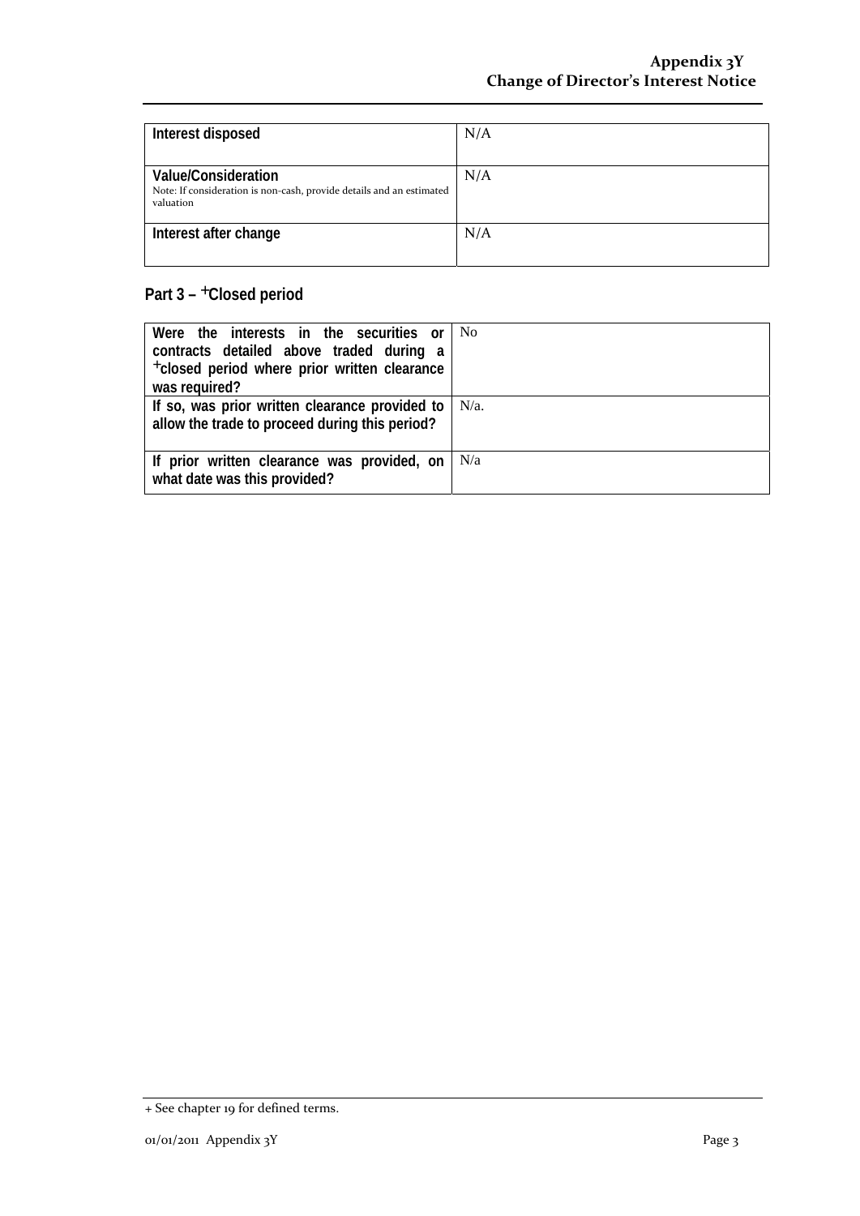| | |
|---|---|
| **Interest disposed** | N/A |
| **Value/Consideration**<br>Note: If consideration is non-cash, provide details and an estimated valuation | N/A |
| **Interest after change** | N/A |

## Part 3 – +Closed period

| | |
|---|---|
| **Were the interests in the securities or contracts detailed above traded during a +closed period where prior written clearance was required?** | No |
| **If so, was prior written clearance provided to allow the trade to proceed during this period?** | N/a. |
| **If prior written clearance was provided, on what date was this provided?** | N/a |

+ See chapter 19 for defined terms.